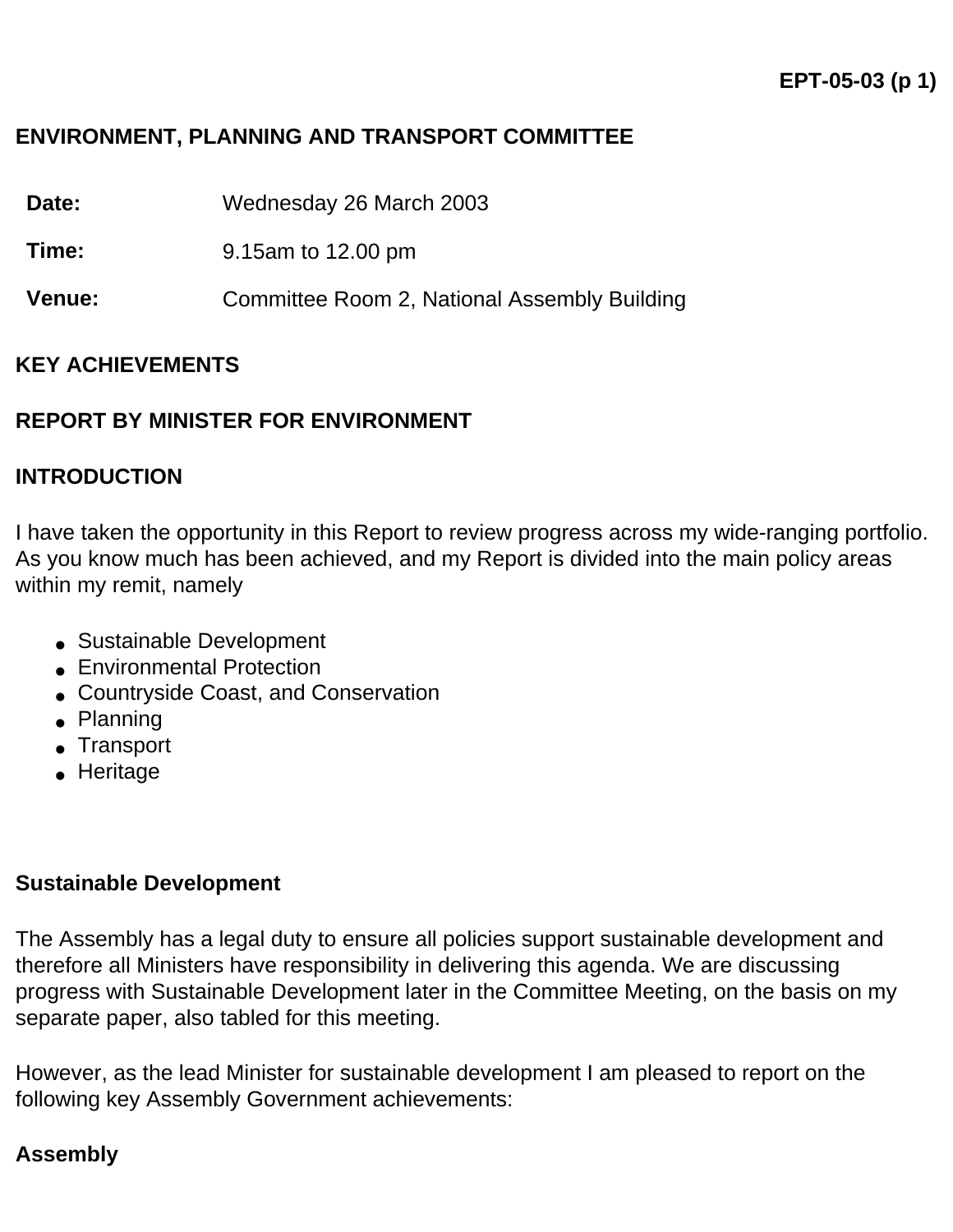**EPT-05-03 (p 1)**

# ENVIRONMENT, PLANNING AND TRANSPORT COMMITTEE

| | |
|---|---|
| **Date:** | Wednesday 26 March 2003 |
| **Time:** | 9.15am to 12.00 pm |
| **Venue:** | Committee Room 2, National Assembly Building |

## KEY ACHIEVEMENTS

## REPORT BY MINISTER FOR ENVIRONMENT

## INTRODUCTION

I have taken the opportunity in this Report to review progress across my wide-ranging portfolio. As you know much has been achieved, and my Report is divided into the main policy areas within my remit, namely

- Sustainable Development
- Environmental Protection
- Countryside Coast, and Conservation
- Planning
- Transport
- Heritage

### Sustainable Development

The Assembly has a legal duty to ensure all policies support sustainable development and therefore all Ministers have responsibility in delivering this agenda. We are discussing progress with Sustainable Development later in the Committee Meeting, on the basis on my separate paper, also tabled for this meeting.

However, as the lead Minister for sustainable development I am pleased to report on the following key Assembly Government achievements:

**Assembly**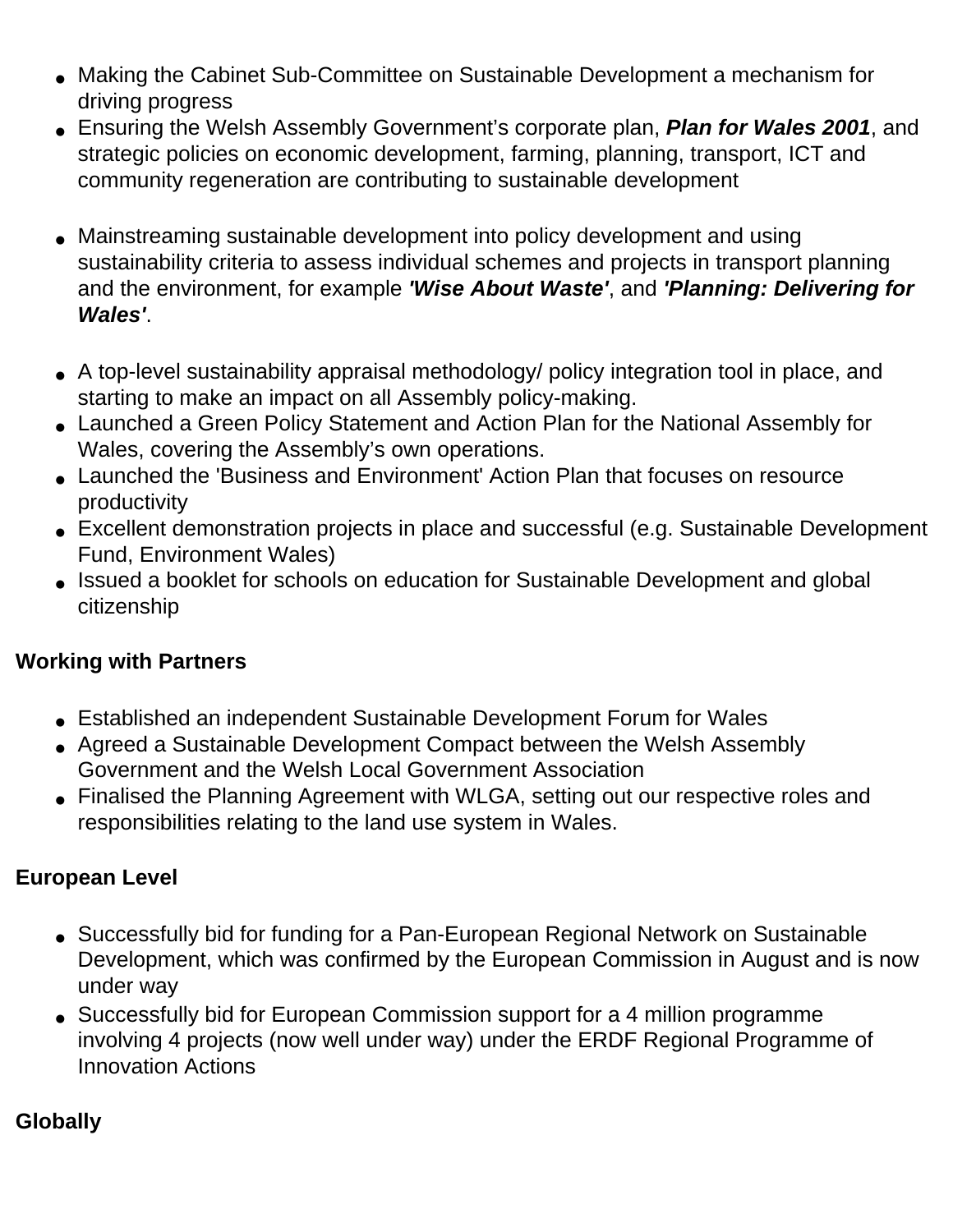- Making the Cabinet Sub-Committee on Sustainable Development a mechanism for driving progress
- Ensuring the Welsh Assembly Government's corporate plan, ***Plan for Wales 2001***, and strategic policies on economic development, farming, planning, transport, ICT and community regeneration are contributing to sustainable development

- Mainstreaming sustainable development into policy development and using sustainability criteria to assess individual schemes and projects in transport planning and the environment, for example ***'Wise About Waste'***, and ***'Planning: Delivering for Wales'***.

- A top-level sustainability appraisal methodology/ policy integration tool in place, and starting to make an impact on all Assembly policy-making.
- Launched a Green Policy Statement and Action Plan for the National Assembly for Wales, covering the Assembly's own operations.
- Launched the 'Business and Environment' Action Plan that focuses on resource productivity
- Excellent demonstration projects in place and successful (e.g. Sustainable Development Fund, Environment Wales)
- Issued a booklet for schools on education for Sustainable Development and global citizenship

**Working with Partners**

- Established an independent Sustainable Development Forum for Wales
- Agreed a Sustainable Development Compact between the Welsh Assembly Government and the Welsh Local Government Association
- Finalised the Planning Agreement with WLGA, setting out our respective roles and responsibilities relating to the land use system in Wales.

**European Level**

- Successfully bid for funding for a Pan-European Regional Network on Sustainable Development, which was confirmed by the European Commission in August and is now under way
- Successfully bid for European Commission support for a 4 million programme involving 4 projects (now well under way) under the ERDF Regional Programme of Innovation Actions

**Globally**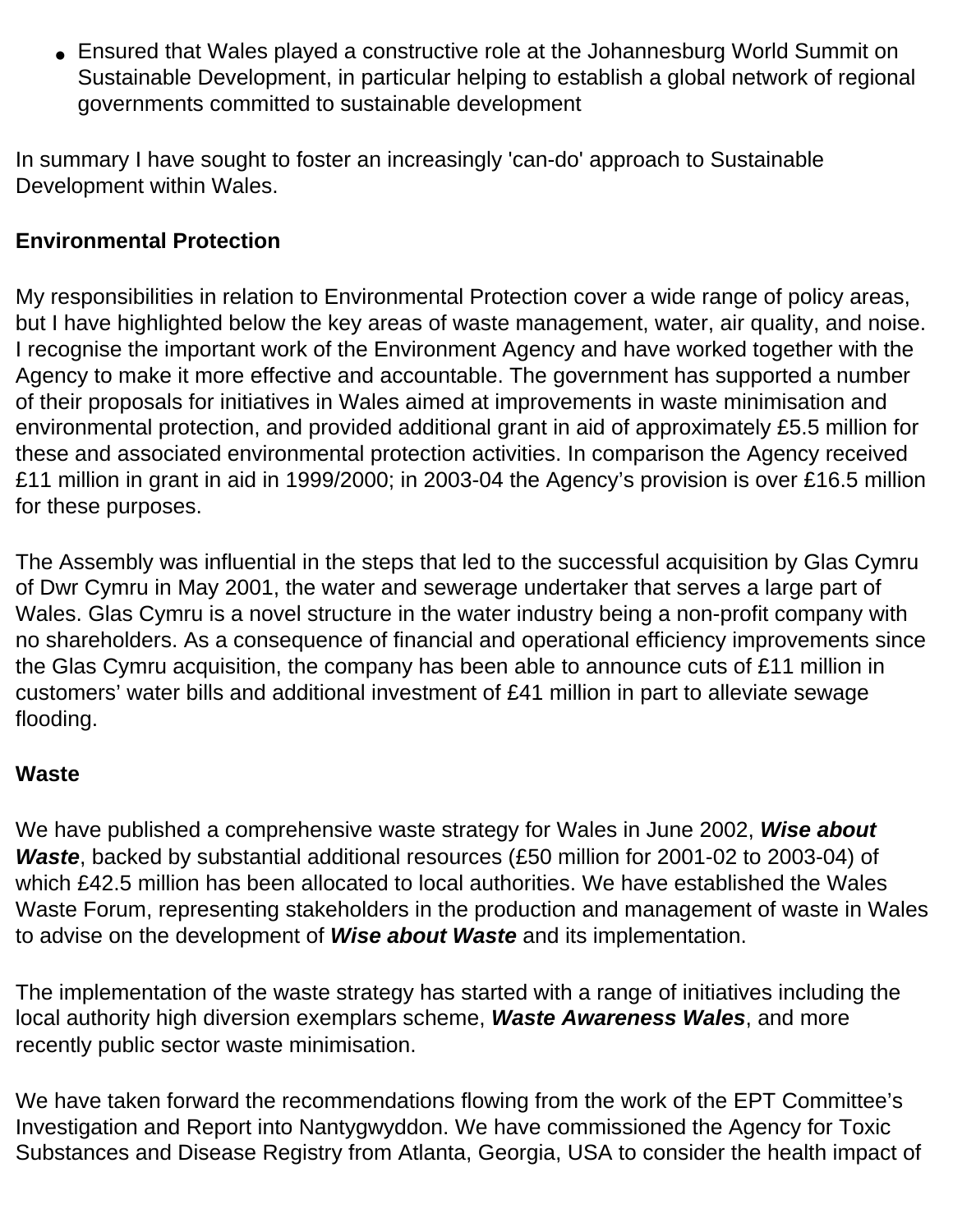- Ensured that Wales played a constructive role at the Johannesburg World Summit on Sustainable Development, in particular helping to establish a global network of regional governments committed to sustainable development

In summary I have sought to foster an increasingly 'can-do' approach to Sustainable Development within Wales.

**Environmental Protection**

My responsibilities in relation to Environmental Protection cover a wide range of policy areas, but I have highlighted below the key areas of waste management, water, air quality, and noise. I recognise the important work of the Environment Agency and have worked together with the Agency to make it more effective and accountable. The government has supported a number of their proposals for initiatives in Wales aimed at improvements in waste minimisation and environmental protection, and provided additional grant in aid of approximately £5.5 million for these and associated environmental protection activities. In comparison the Agency received £11 million in grant in aid in 1999/2000; in 2003-04 the Agency's provision is over £16.5 million for these purposes.

The Assembly was influential in the steps that led to the successful acquisition by Glas Cymru of Dwr Cymru in May 2001, the water and sewerage undertaker that serves a large part of Wales. Glas Cymru is a novel structure in the water industry being a non-profit company with no shareholders. As a consequence of financial and operational efficiency improvements since the Glas Cymru acquisition, the company has been able to announce cuts of £11 million in customers' water bills and additional investment of £41 million in part to alleviate sewage flooding.

**Waste**

We have published a comprehensive waste strategy for Wales in June 2002, ***Wise about Waste***, backed by substantial additional resources (£50 million for 2001-02 to 2003-04) of which £42.5 million has been allocated to local authorities. We have established the Wales Waste Forum, representing stakeholders in the production and management of waste in Wales to advise on the development of ***Wise about Waste*** and its implementation.

The implementation of the waste strategy has started with a range of initiatives including the local authority high diversion exemplars scheme, ***Waste Awareness Wales***, and more recently public sector waste minimisation.

We have taken forward the recommendations flowing from the work of the EPT Committee's Investigation and Report into Nantygwyddon. We have commissioned the Agency for Toxic Substances and Disease Registry from Atlanta, Georgia, USA to consider the health impact of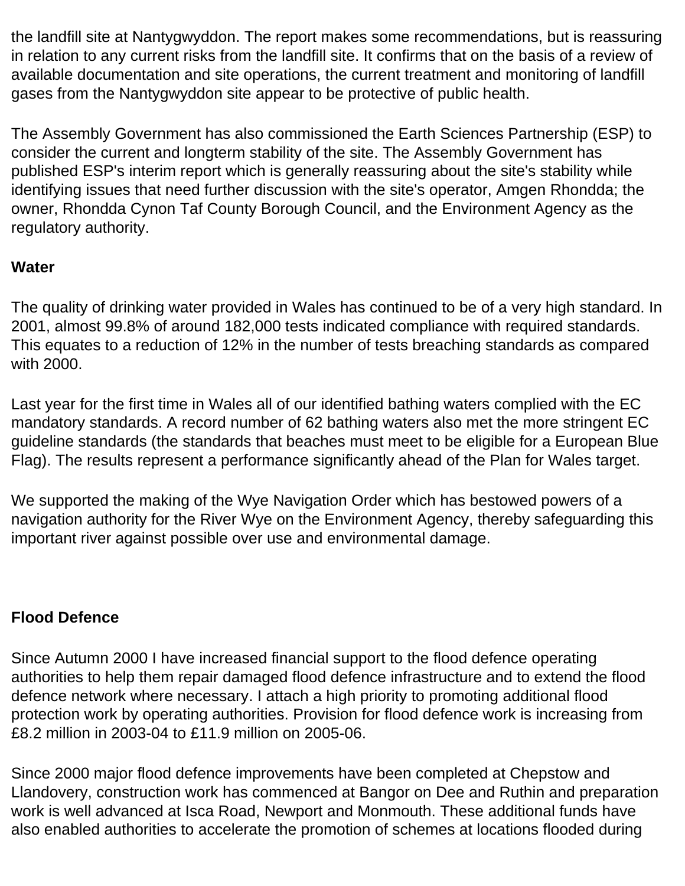the landfill site at Nantygwyddon. The report makes some recommendations, but is reassuring in relation to any current risks from the landfill site. It confirms that on the basis of a review of available documentation and site operations, the current treatment and monitoring of landfill gases from the Nantygwyddon site appear to be protective of public health.

The Assembly Government has also commissioned the Earth Sciences Partnership (ESP) to consider the current and longterm stability of the site. The Assembly Government has published ESP's interim report which is generally reassuring about the site's stability while identifying issues that need further discussion with the site's operator, Amgen Rhondda; the owner, Rhondda Cynon Taf County Borough Council, and the Environment Agency as the regulatory authority.

**Water**

The quality of drinking water provided in Wales has continued to be of a very high standard. In 2001, almost 99.8% of around 182,000 tests indicated compliance with required standards. This equates to a reduction of 12% in the number of tests breaching standards as compared with 2000.

Last year for the first time in Wales all of our identified bathing waters complied with the EC mandatory standards. A record number of 62 bathing waters also met the more stringent EC guideline standards (the standards that beaches must meet to be eligible for a European Blue Flag). The results represent a performance significantly ahead of the Plan for Wales target.

We supported the making of the Wye Navigation Order which has bestowed powers of a navigation authority for the River Wye on the Environment Agency, thereby safeguarding this important river against possible over use and environmental damage.

**Flood Defence**

Since Autumn 2000 I have increased financial support to the flood defence operating authorities to help them repair damaged flood defence infrastructure and to extend the flood defence network where necessary. I attach a high priority to promoting additional flood protection work by operating authorities. Provision for flood defence work is increasing from £8.2 million in 2003-04 to £11.9 million on 2005-06.

Since 2000 major flood defence improvements have been completed at Chepstow and Llandovery, construction work has commenced at Bangor on Dee and Ruthin and preparation work is well advanced at Isca Road, Newport and Monmouth. These additional funds have also enabled authorities to accelerate the promotion of schemes at locations flooded during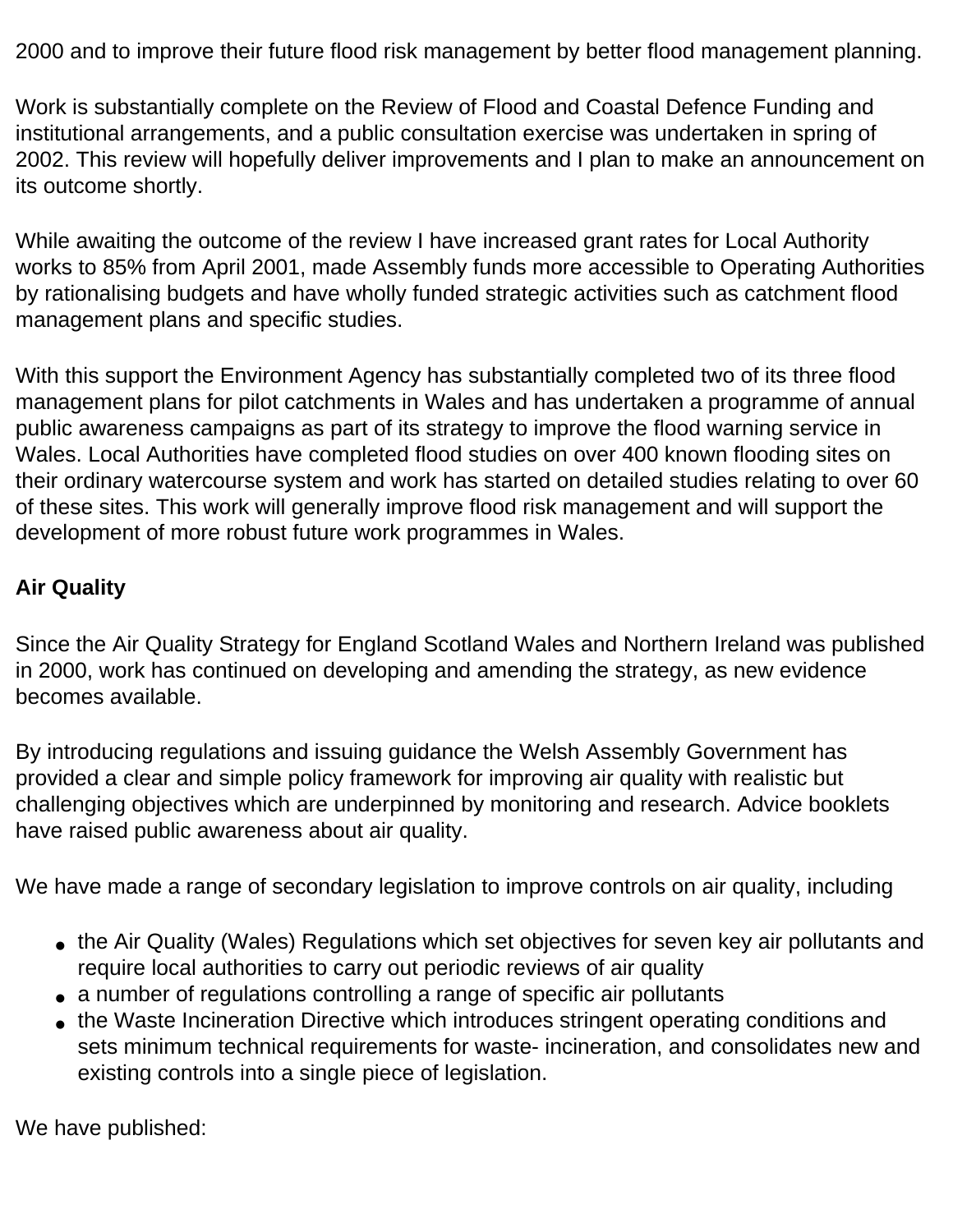2000 and to improve their future flood risk management by better flood management planning.

Work is substantially complete on the Review of Flood and Coastal Defence Funding and institutional arrangements, and a public consultation exercise was undertaken in spring of 2002. This review will hopefully deliver improvements and I plan to make an announcement on its outcome shortly.

While awaiting the outcome of the review I have increased grant rates for Local Authority works to 85% from April 2001, made Assembly funds more accessible to Operating Authorities by rationalising budgets and have wholly funded strategic activities such as catchment flood management plans and specific studies.

With this support the Environment Agency has substantially completed two of its three flood management plans for pilot catchments in Wales and has undertaken a programme of annual public awareness campaigns as part of its strategy to improve the flood warning service in Wales. Local Authorities have completed flood studies on over 400 known flooding sites on their ordinary watercourse system and work has started on detailed studies relating to over 60 of these sites. This work will generally improve flood risk management and will support the development of more robust future work programmes in Wales.

**Air Quality**

Since the Air Quality Strategy for England Scotland Wales and Northern Ireland was published in 2000, work has continued on developing and amending the strategy, as new evidence becomes available.

By introducing regulations and issuing guidance the Welsh Assembly Government has provided a clear and simple policy framework for improving air quality with realistic but challenging objectives which are underpinned by monitoring and research. Advice booklets have raised public awareness about air quality.

We have made a range of secondary legislation to improve controls on air quality, including

- the Air Quality (Wales) Regulations which set objectives for seven key air pollutants and require local authorities to carry out periodic reviews of air quality
- a number of regulations controlling a range of specific air pollutants
- the Waste Incineration Directive which introduces stringent operating conditions and sets minimum technical requirements for waste- incineration, and consolidates new and existing controls into a single piece of legislation.

We have published: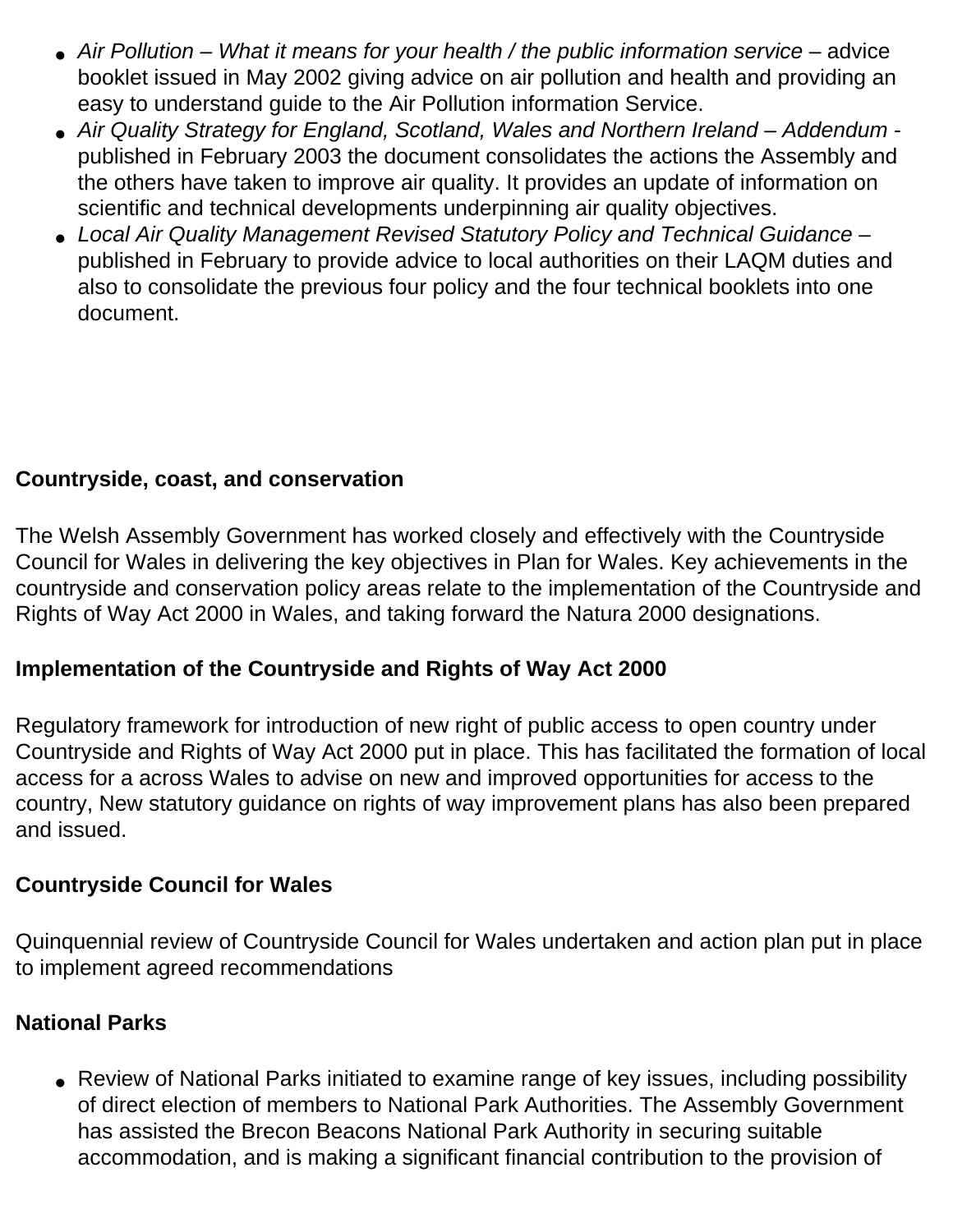- *Air Pollution – What it means for your health / the public information service* – advice booklet issued in May 2002 giving advice on air pollution and health and providing an easy to understand guide to the Air Pollution information Service.
- *Air Quality Strategy for England, Scotland, Wales and Northern Ireland – Addendum* - published in February 2003 the document consolidates the actions the Assembly and the others have taken to improve air quality. It provides an update of information on scientific and technical developments underpinning air quality objectives.
- *Local Air Quality Management Revised Statutory Policy and Technical Guidance* – published in February to provide advice to local authorities on their LAQM duties and also to consolidate the previous four policy and the four technical booklets into one document.

**Countryside, coast, and conservation**

The Welsh Assembly Government has worked closely and effectively with the Countryside Council for Wales in delivering the key objectives in Plan for Wales. Key achievements in the countryside and conservation policy areas relate to the implementation of the Countryside and Rights of Way Act 2000 in Wales, and taking forward the Natura 2000 designations.

**Implementation of the Countryside and Rights of Way Act 2000**

Regulatory framework for introduction of new right of public access to open country under Countryside and Rights of Way Act 2000 put in place. This has facilitated the formation of local access for a across Wales to advise on new and improved opportunities for access to the country, New statutory guidance on rights of way improvement plans has also been prepared and issued.

**Countryside Council for Wales**

Quinquennial review of Countryside Council for Wales undertaken and action plan put in place to implement agreed recommendations

**National Parks**

- Review of National Parks initiated to examine range of key issues, including possibility of direct election of members to National Park Authorities. The Assembly Government has assisted the Brecon Beacons National Park Authority in securing suitable accommodation, and is making a significant financial contribution to the provision of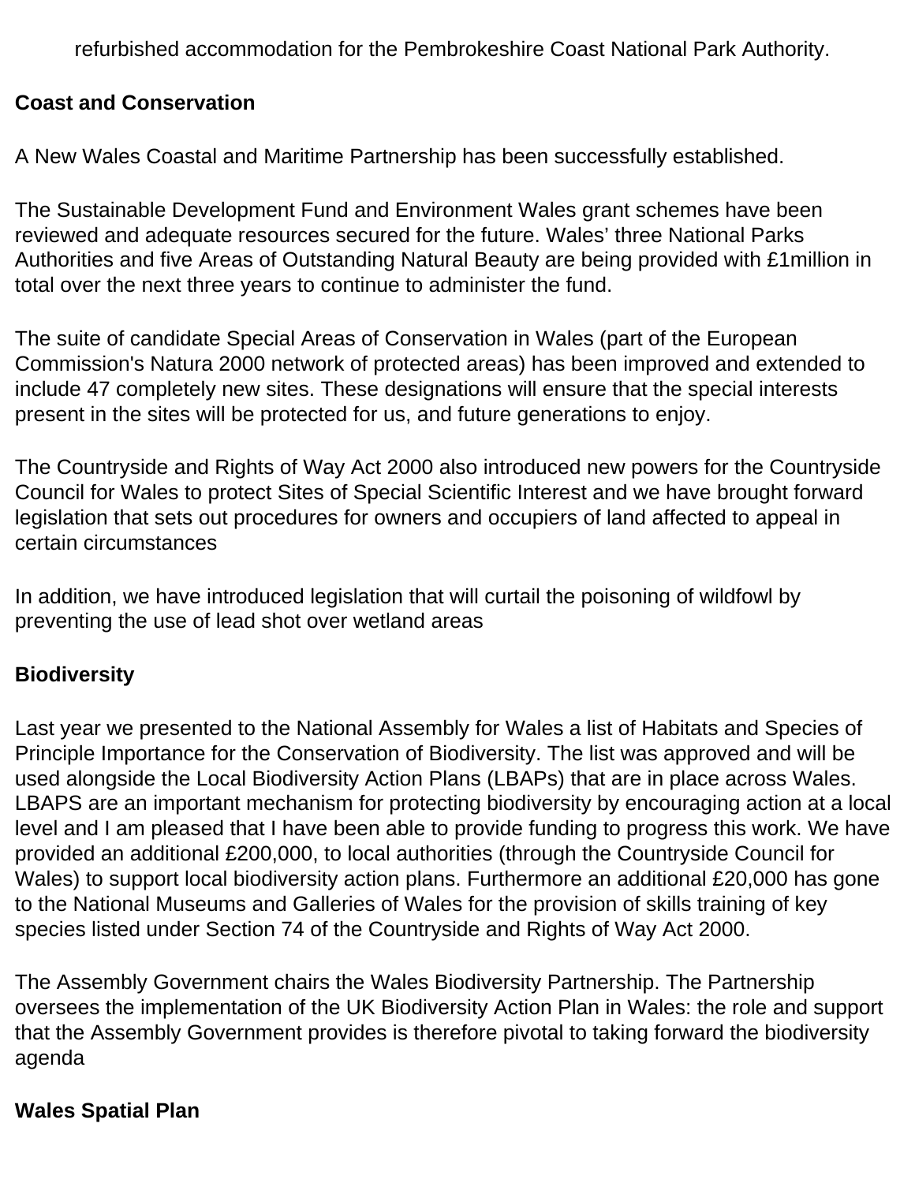refurbished accommodation for the Pembrokeshire Coast National Park Authority.

**Coast and Conservation**

A New Wales Coastal and Maritime Partnership has been successfully established.

The Sustainable Development Fund and Environment Wales grant schemes have been reviewed and adequate resources secured for the future. Wales' three National Parks Authorities and five Areas of Outstanding Natural Beauty are being provided with £1million in total over the next three years to continue to administer the fund.

The suite of candidate Special Areas of Conservation in Wales (part of the European Commission's Natura 2000 network of protected areas) has been improved and extended to include 47 completely new sites. These designations will ensure that the special interests present in the sites will be protected for us, and future generations to enjoy.

The Countryside and Rights of Way Act 2000 also introduced new powers for the Countryside Council for Wales to protect Sites of Special Scientific Interest and we have brought forward legislation that sets out procedures for owners and occupiers of land affected to appeal in certain circumstances

In addition, we have introduced legislation that will curtail the poisoning of wildfowl by preventing the use of lead shot over wetland areas

**Biodiversity**

Last year we presented to the National Assembly for Wales a list of Habitats and Species of Principle Importance for the Conservation of Biodiversity. The list was approved and will be used alongside the Local Biodiversity Action Plans (LBAPs) that are in place across Wales. LBAPS are an important mechanism for protecting biodiversity by encouraging action at a local level and I am pleased that I have been able to provide funding to progress this work. We have provided an additional £200,000, to local authorities (through the Countryside Council for Wales) to support local biodiversity action plans. Furthermore an additional £20,000 has gone to the National Museums and Galleries of Wales for the provision of skills training of key species listed under Section 74 of the Countryside and Rights of Way Act 2000.

The Assembly Government chairs the Wales Biodiversity Partnership. The Partnership oversees the implementation of the UK Biodiversity Action Plan in Wales: the role and support that the Assembly Government provides is therefore pivotal to taking forward the biodiversity agenda

**Wales Spatial Plan**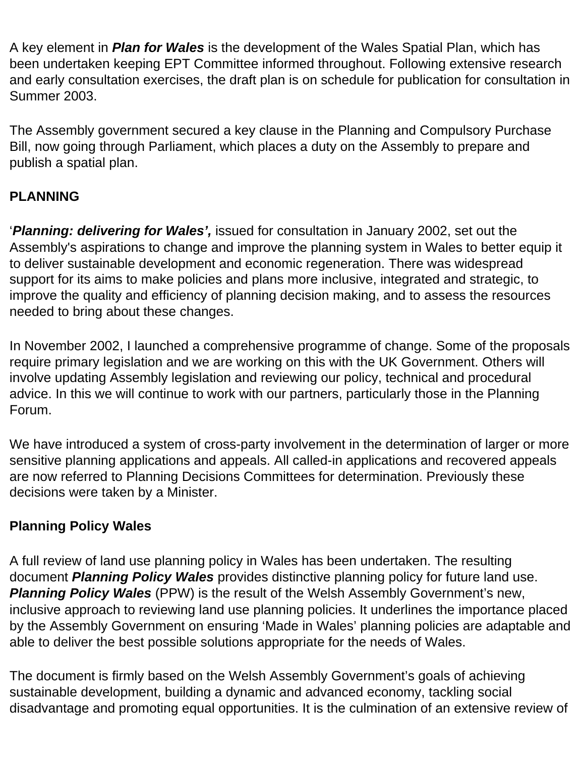A key element in ***Plan for Wales*** is the development of the Wales Spatial Plan, which has been undertaken keeping EPT Committee informed throughout. Following extensive research and early consultation exercises, the draft plan is on schedule for publication for consultation in Summer 2003.

The Assembly government secured a key clause in the Planning and Compulsory Purchase Bill, now going through Parliament, which places a duty on the Assembly to prepare and publish a spatial plan.

**PLANNING**

'***Planning: delivering for Wales',*** issued for consultation in January 2002, set out the Assembly's aspirations to change and improve the planning system in Wales to better equip it to deliver sustainable development and economic regeneration. There was widespread support for its aims to make policies and plans more inclusive, integrated and strategic, to improve the quality and efficiency of planning decision making, and to assess the resources needed to bring about these changes.

In November 2002, I launched a comprehensive programme of change. Some of the proposals require primary legislation and we are working on this with the UK Government. Others will involve updating Assembly legislation and reviewing our policy, technical and procedural advice. In this we will continue to work with our partners, particularly those in the Planning Forum.

We have introduced a system of cross-party involvement in the determination of larger or more sensitive planning applications and appeals. All called-in applications and recovered appeals are now referred to Planning Decisions Committees for determination. Previously these decisions were taken by a Minister.

**Planning Policy Wales**

A full review of land use planning policy in Wales has been undertaken. The resulting document ***Planning Policy Wales*** provides distinctive planning policy for future land use. ***Planning Policy Wales*** (PPW) is the result of the Welsh Assembly Government's new, inclusive approach to reviewing land use planning policies. It underlines the importance placed by the Assembly Government on ensuring 'Made in Wales' planning policies are adaptable and able to deliver the best possible solutions appropriate for the needs of Wales.

The document is firmly based on the Welsh Assembly Government's goals of achieving sustainable development, building a dynamic and advanced economy, tackling social disadvantage and promoting equal opportunities. It is the culmination of an extensive review of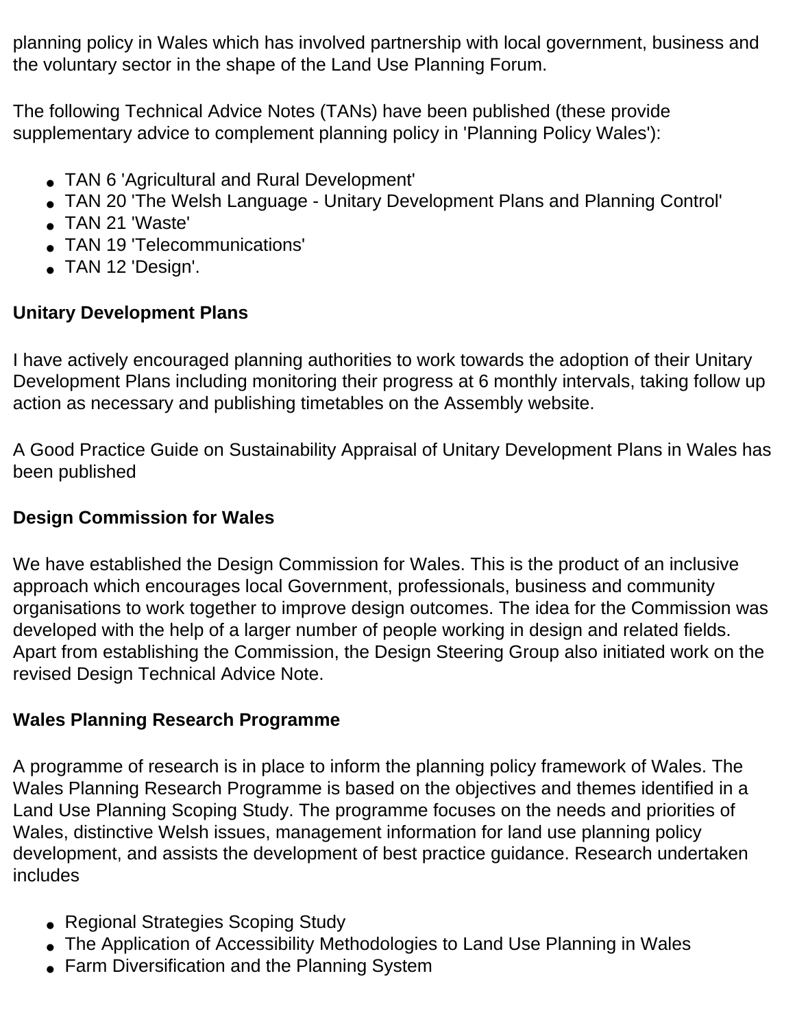planning policy in Wales which has involved partnership with local government, business and the voluntary sector in the shape of the Land Use Planning Forum.

The following Technical Advice Notes (TANs) have been published (these provide supplementary advice to complement planning policy in 'Planning Policy Wales'):

- TAN 6 'Agricultural and Rural Development'
- TAN 20 'The Welsh Language - Unitary Development Plans and Planning Control'
- TAN 21 'Waste'
- TAN 19 'Telecommunications'
- TAN 12 'Design'.

**Unitary Development Plans**

I have actively encouraged planning authorities to work towards the adoption of their Unitary Development Plans including monitoring their progress at 6 monthly intervals, taking follow up action as necessary and publishing timetables on the Assembly website.

A Good Practice Guide on Sustainability Appraisal of Unitary Development Plans in Wales has been published

**Design Commission for Wales**

We have established the Design Commission for Wales. This is the product of an inclusive approach which encourages local Government, professionals, business and community organisations to work together to improve design outcomes. The idea for the Commission was developed with the help of a larger number of people working in design and related fields. Apart from establishing the Commission, the Design Steering Group also initiated work on the revised Design Technical Advice Note.

**Wales Planning Research Programme**

A programme of research is in place to inform the planning policy framework of Wales. The Wales Planning Research Programme is based on the objectives and themes identified in a Land Use Planning Scoping Study. The programme focuses on the needs and priorities of Wales, distinctive Welsh issues, management information for land use planning policy development, and assists the development of best practice guidance. Research undertaken includes

- Regional Strategies Scoping Study
- The Application of Accessibility Methodologies to Land Use Planning in Wales
- Farm Diversification and the Planning System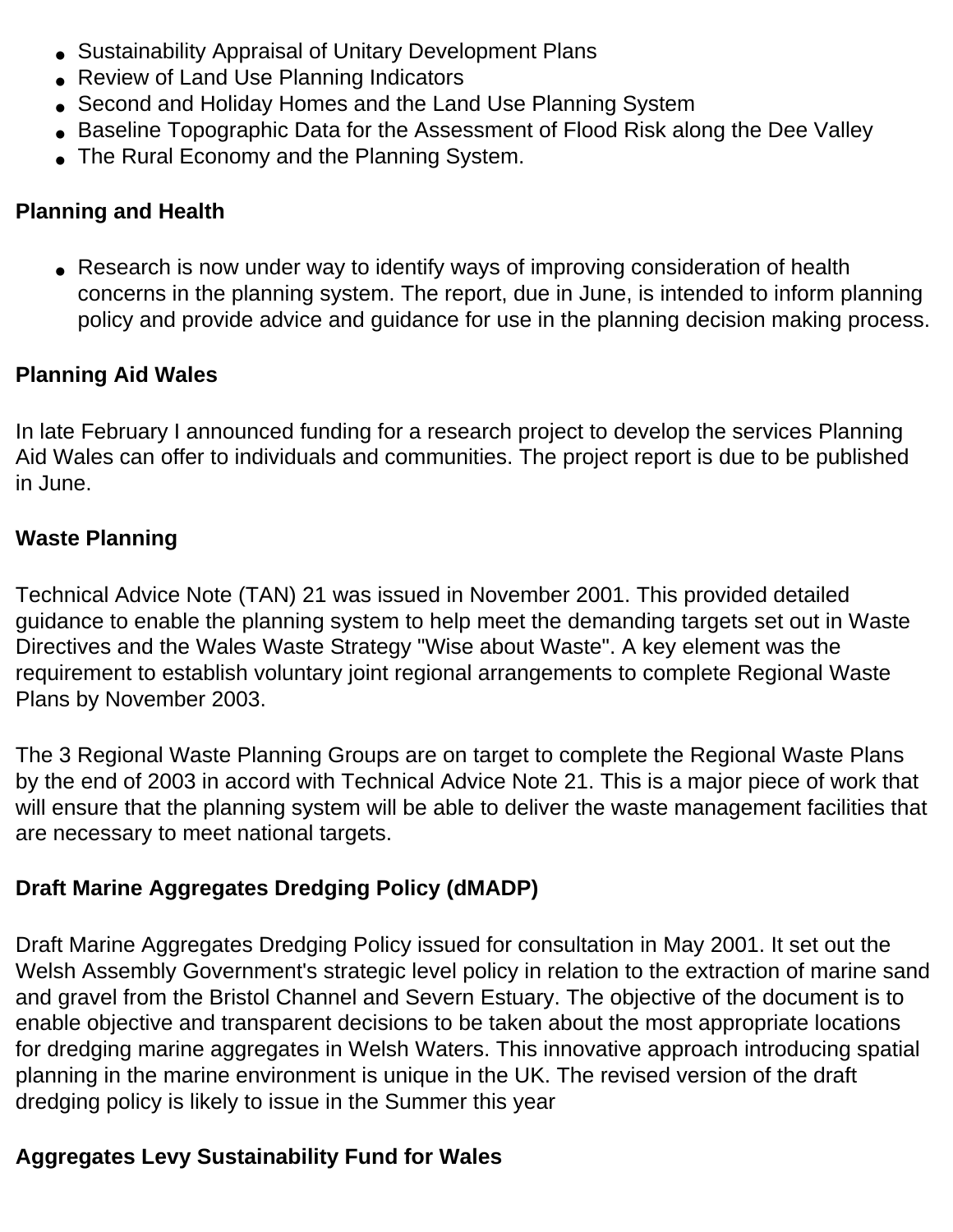- Sustainability Appraisal of Unitary Development Plans
- Review of Land Use Planning Indicators
- Second and Holiday Homes and the Land Use Planning System
- Baseline Topographic Data for the Assessment of Flood Risk along the Dee Valley
- The Rural Economy and the Planning System.

**Planning and Health**

- Research is now under way to identify ways of improving consideration of health concerns in the planning system. The report, due in June, is intended to inform planning policy and provide advice and guidance for use in the planning decision making process.

**Planning Aid Wales**

In late February I announced funding for a research project to develop the services Planning Aid Wales can offer to individuals and communities. The project report is due to be published in June.

**Waste Planning**

Technical Advice Note (TAN) 21 was issued in November 2001. This provided detailed guidance to enable the planning system to help meet the demanding targets set out in Waste Directives and the Wales Waste Strategy "Wise about Waste". A key element was the requirement to establish voluntary joint regional arrangements to complete Regional Waste Plans by November 2003.

The 3 Regional Waste Planning Groups are on target to complete the Regional Waste Plans by the end of 2003 in accord with Technical Advice Note 21. This is a major piece of work that will ensure that the planning system will be able to deliver the waste management facilities that are necessary to meet national targets.

**Draft Marine Aggregates Dredging Policy (dMADP)**

Draft Marine Aggregates Dredging Policy issued for consultation in May 2001. It set out the Welsh Assembly Government's strategic level policy in relation to the extraction of marine sand and gravel from the Bristol Channel and Severn Estuary. The objective of the document is to enable objective and transparent decisions to be taken about the most appropriate locations for dredging marine aggregates in Welsh Waters. This innovative approach introducing spatial planning in the marine environment is unique in the UK. The revised version of the draft dredging policy is likely to issue in the Summer this year

**Aggregates Levy Sustainability Fund for Wales**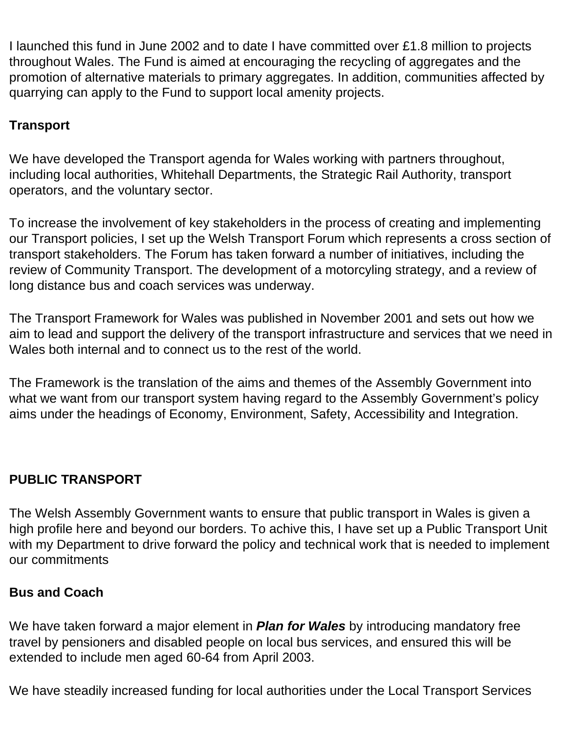I launched this fund in June 2002 and to date I have committed over £1.8 million to projects throughout Wales. The Fund is aimed at encouraging the recycling of aggregates and the promotion of alternative materials to primary aggregates. In addition, communities affected by quarrying can apply to the Fund to support local amenity projects.

**Transport**

We have developed the Transport agenda for Wales working with partners throughout, including local authorities, Whitehall Departments, the Strategic Rail Authority, transport operators, and the voluntary sector.

To increase the involvement of key stakeholders in the process of creating and implementing our Transport policies, I set up the Welsh Transport Forum which represents a cross section of transport stakeholders. The Forum has taken forward a number of initiatives, including the review of Community Transport. The development of a motorcyling strategy, and a review of long distance bus and coach services was underway.

The Transport Framework for Wales was published in November 2001 and sets out how we aim to lead and support the delivery of the transport infrastructure and services that we need in Wales both internal and to connect us to the rest of the world.

The Framework is the translation of the aims and themes of the Assembly Government into what we want from our transport system having regard to the Assembly Government's policy aims under the headings of Economy, Environment, Safety, Accessibility and Integration.

**PUBLIC TRANSPORT**

The Welsh Assembly Government wants to ensure that public transport in Wales is given a high profile here and beyond our borders. To achive this, I have set up a Public Transport Unit with my Department to drive forward the policy and technical work that is needed to implement our commitments

**Bus and Coach**

We have taken forward a major element in ***Plan for Wales*** by introducing mandatory free travel by pensioners and disabled people on local bus services, and ensured this will be extended to include men aged 60-64 from April 2003.

We have steadily increased funding for local authorities under the Local Transport Services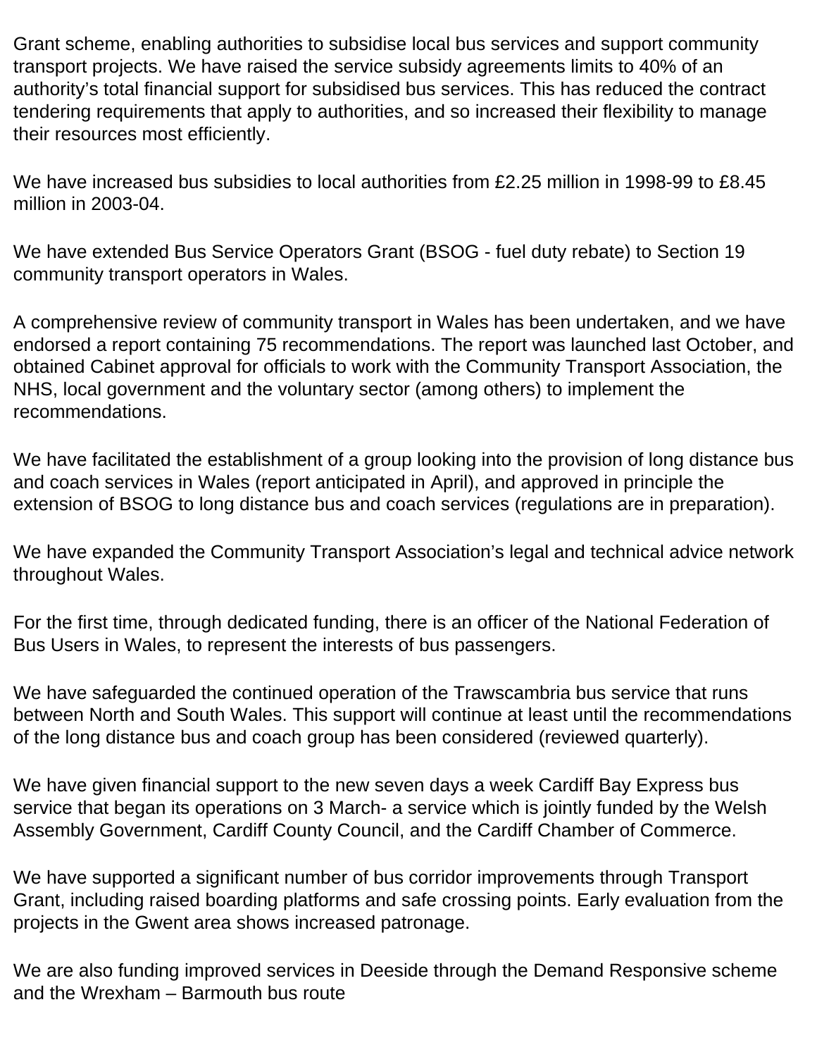Grant scheme, enabling authorities to subsidise local bus services and support community transport projects. We have raised the service subsidy agreements limits to 40% of an authority's total financial support for subsidised bus services. This has reduced the contract tendering requirements that apply to authorities, and so increased their flexibility to manage their resources most efficiently.

We have increased bus subsidies to local authorities from £2.25 million in 1998-99 to £8.45 million in 2003-04.

We have extended Bus Service Operators Grant (BSOG - fuel duty rebate) to Section 19 community transport operators in Wales.

A comprehensive review of community transport in Wales has been undertaken, and we have endorsed a report containing 75 recommendations. The report was launched last October, and obtained Cabinet approval for officials to work with the Community Transport Association, the NHS, local government and the voluntary sector (among others) to implement the recommendations.

We have facilitated the establishment of a group looking into the provision of long distance bus and coach services in Wales (report anticipated in April), and approved in principle the extension of BSOG to long distance bus and coach services (regulations are in preparation).

We have expanded the Community Transport Association's legal and technical advice network throughout Wales.

For the first time, through dedicated funding, there is an officer of the National Federation of Bus Users in Wales, to represent the interests of bus passengers.

We have safeguarded the continued operation of the Trawscambria bus service that runs between North and South Wales. This support will continue at least until the recommendations of the long distance bus and coach group has been considered (reviewed quarterly).

We have given financial support to the new seven days a week Cardiff Bay Express bus service that began its operations on 3 March- a service which is jointly funded by the Welsh Assembly Government, Cardiff County Council, and the Cardiff Chamber of Commerce.

We have supported a significant number of bus corridor improvements through Transport Grant, including raised boarding platforms and safe crossing points. Early evaluation from the projects in the Gwent area shows increased patronage.

We are also funding improved services in Deeside through the Demand Responsive scheme and the Wrexham – Barmouth bus route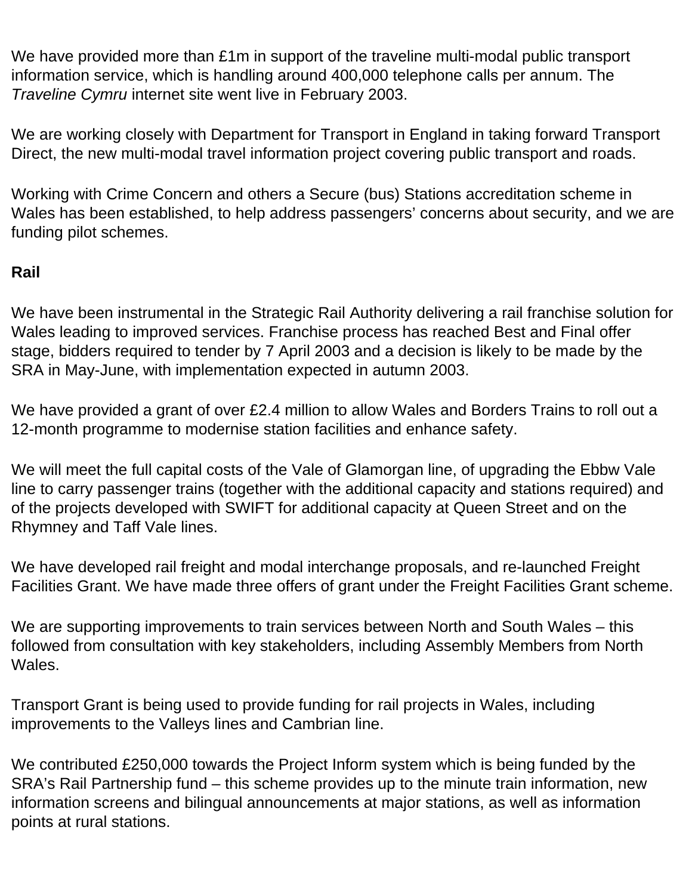We have provided more than £1m in support of the traveline multi-modal public transport information service, which is handling around 400,000 telephone calls per annum. The *Traveline Cymru* internet site went live in February 2003.

We are working closely with Department for Transport in England in taking forward Transport Direct, the new multi-modal travel information project covering public transport and roads.

Working with Crime Concern and others a Secure (bus) Stations accreditation scheme in Wales has been established, to help address passengers' concerns about security, and we are funding pilot schemes.

**Rail**

We have been instrumental in the Strategic Rail Authority delivering a rail franchise solution for Wales leading to improved services. Franchise process has reached Best and Final offer stage, bidders required to tender by 7 April 2003 and a decision is likely to be made by the SRA in May-June, with implementation expected in autumn 2003.

We have provided a grant of over £2.4 million to allow Wales and Borders Trains to roll out a 12-month programme to modernise station facilities and enhance safety.

We will meet the full capital costs of the Vale of Glamorgan line, of upgrading the Ebbw Vale line to carry passenger trains (together with the additional capacity and stations required) and of the projects developed with SWIFT for additional capacity at Queen Street and on the Rhymney and Taff Vale lines.

We have developed rail freight and modal interchange proposals, and re-launched Freight Facilities Grant. We have made three offers of grant under the Freight Facilities Grant scheme.

We are supporting improvements to train services between North and South Wales – this followed from consultation with key stakeholders, including Assembly Members from North Wales.

Transport Grant is being used to provide funding for rail projects in Wales, including improvements to the Valleys lines and Cambrian line.

We contributed £250,000 towards the Project Inform system which is being funded by the SRA's Rail Partnership fund – this scheme provides up to the minute train information, new information screens and bilingual announcements at major stations, as well as information points at rural stations.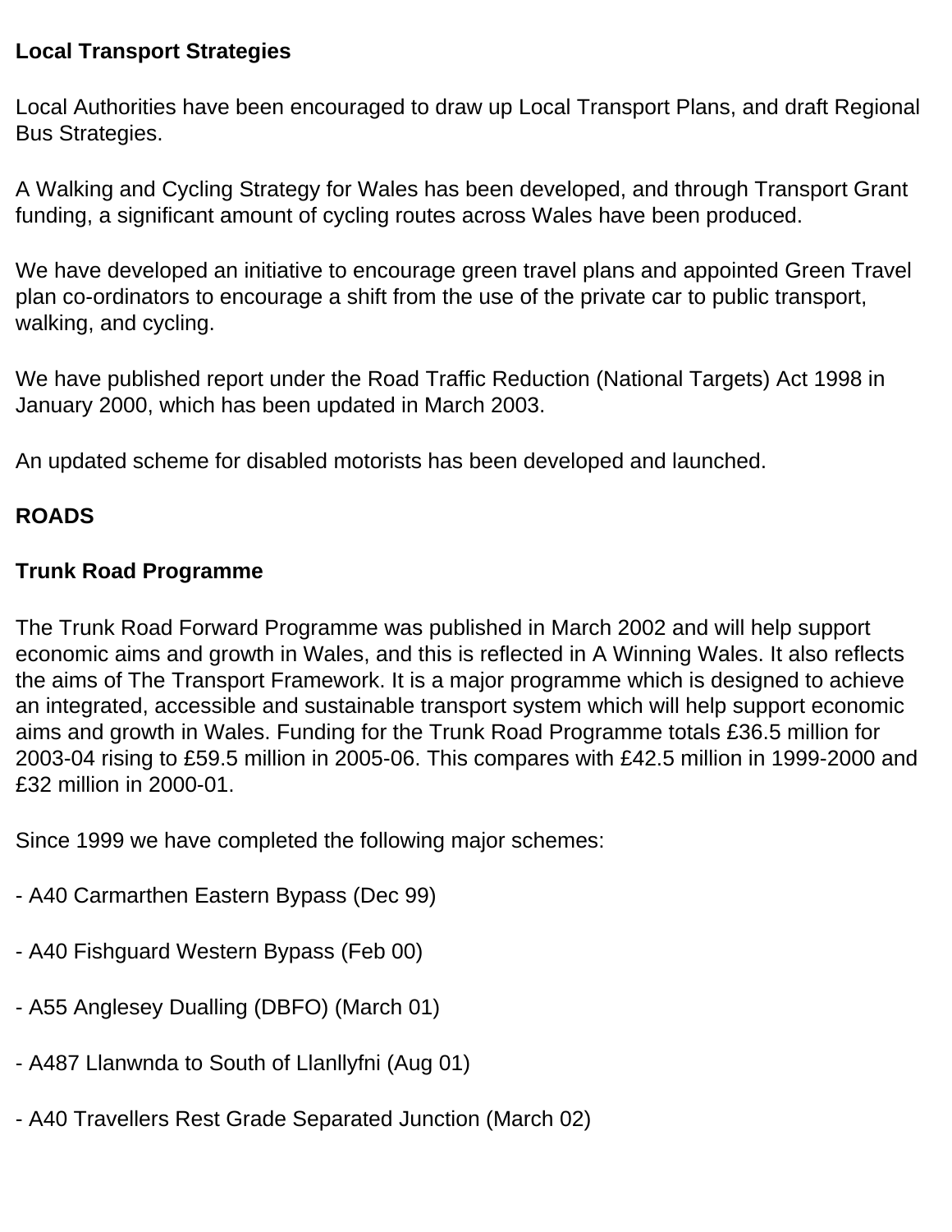**Local Transport Strategies**

Local Authorities have been encouraged to draw up Local Transport Plans, and draft Regional Bus Strategies.

A Walking and Cycling Strategy for Wales has been developed, and through Transport Grant funding, a significant amount of cycling routes across Wales have been produced.

We have developed an initiative to encourage green travel plans and appointed Green Travel plan co-ordinators to encourage a shift from the use of the private car to public transport, walking, and cycling.

We have published report under the Road Traffic Reduction (National Targets) Act 1998 in January 2000, which has been updated in March 2003.

An updated scheme for disabled motorists has been developed and launched.

## ROADS

### Trunk Road Programme

The Trunk Road Forward Programme was published in March 2002 and will help support economic aims and growth in Wales, and this is reflected in A Winning Wales. It also reflects the aims of The Transport Framework. It is a major programme which is designed to achieve an integrated, accessible and sustainable transport system which will help support economic aims and growth in Wales. Funding for the Trunk Road Programme totals £36.5 million for 2003-04 rising to £59.5 million in 2005-06. This compares with £42.5 million in 1999-2000 and £32 million in 2000-01.

Since 1999 we have completed the following major schemes:

- A40 Carmarthen Eastern Bypass (Dec 99)

- A40 Fishguard Western Bypass (Feb 00)

- A55 Anglesey Dualling (DBFO) (March 01)

- A487 Llanwnda to South of Llanllyfni (Aug 01)

- A40 Travellers Rest Grade Separated Junction (March 02)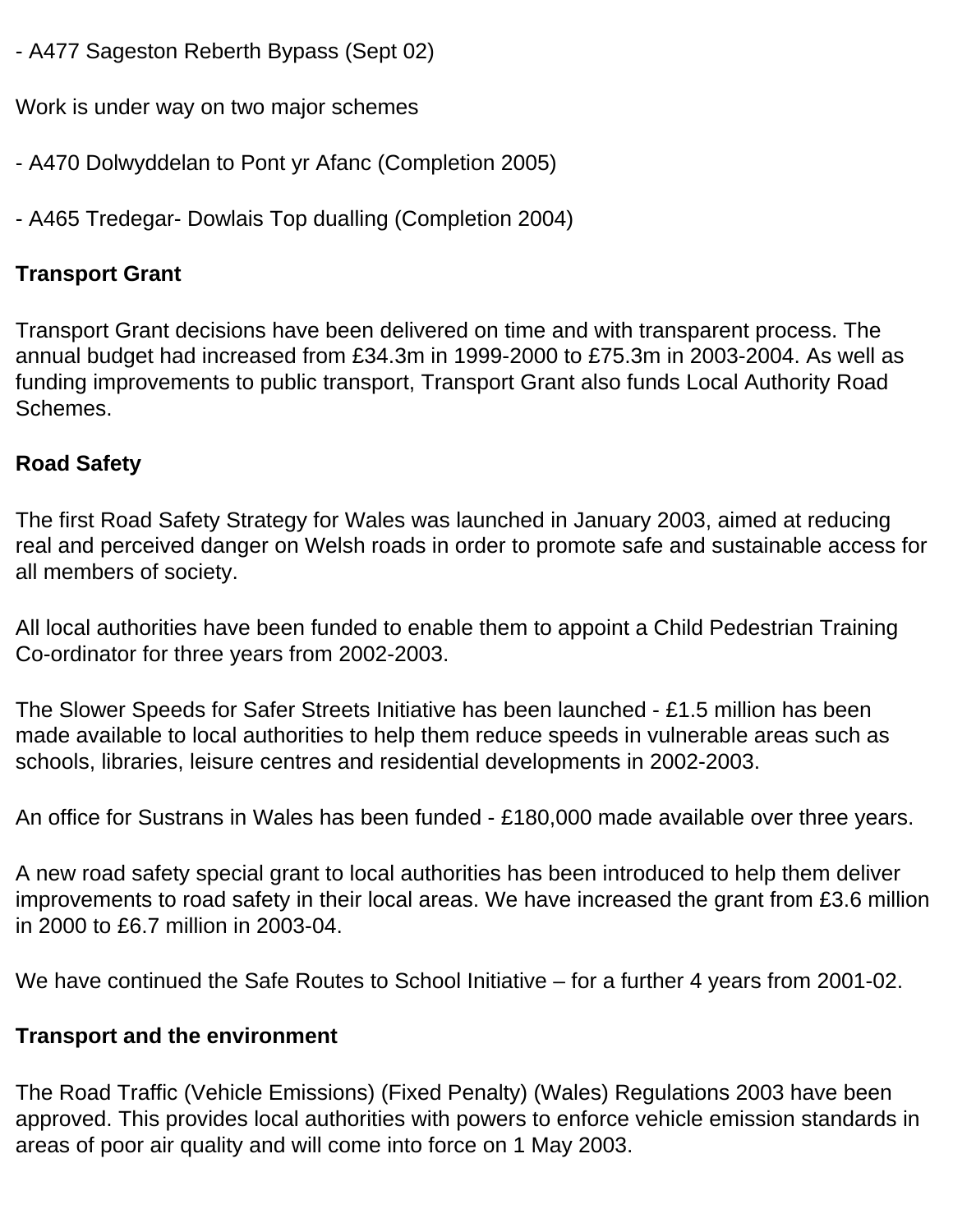- A477 Sageston Reberth Bypass (Sept 02)

Work is under way on two major schemes

- A470 Dolwyddelan to Pont yr Afanc (Completion 2005)

- A465 Tredegar- Dowlais Top dualling (Completion 2004)

**Transport Grant**

Transport Grant decisions have been delivered on time and with transparent process. The annual budget had increased from £34.3m in 1999-2000 to £75.3m in 2003-2004. As well as funding improvements to public transport, Transport Grant also funds Local Authority Road Schemes.

**Road Safety**

The first Road Safety Strategy for Wales was launched in January 2003, aimed at reducing real and perceived danger on Welsh roads in order to promote safe and sustainable access for all members of society.

All local authorities have been funded to enable them to appoint a Child Pedestrian Training Co-ordinator for three years from 2002-2003.

The Slower Speeds for Safer Streets Initiative has been launched - £1.5 million has been made available to local authorities to help them reduce speeds in vulnerable areas such as schools, libraries, leisure centres and residential developments in 2002-2003.

An office for Sustrans in Wales has been funded - £180,000 made available over three years.

A new road safety special grant to local authorities has been introduced to help them deliver improvements to road safety in their local areas. We have increased the grant from £3.6 million in 2000 to £6.7 million in 2003-04.

We have continued the Safe Routes to School Initiative – for a further 4 years from 2001-02.

**Transport and the environment**

The Road Traffic (Vehicle Emissions) (Fixed Penalty) (Wales) Regulations 2003 have been approved. This provides local authorities with powers to enforce vehicle emission standards in areas of poor air quality and will come into force on 1 May 2003.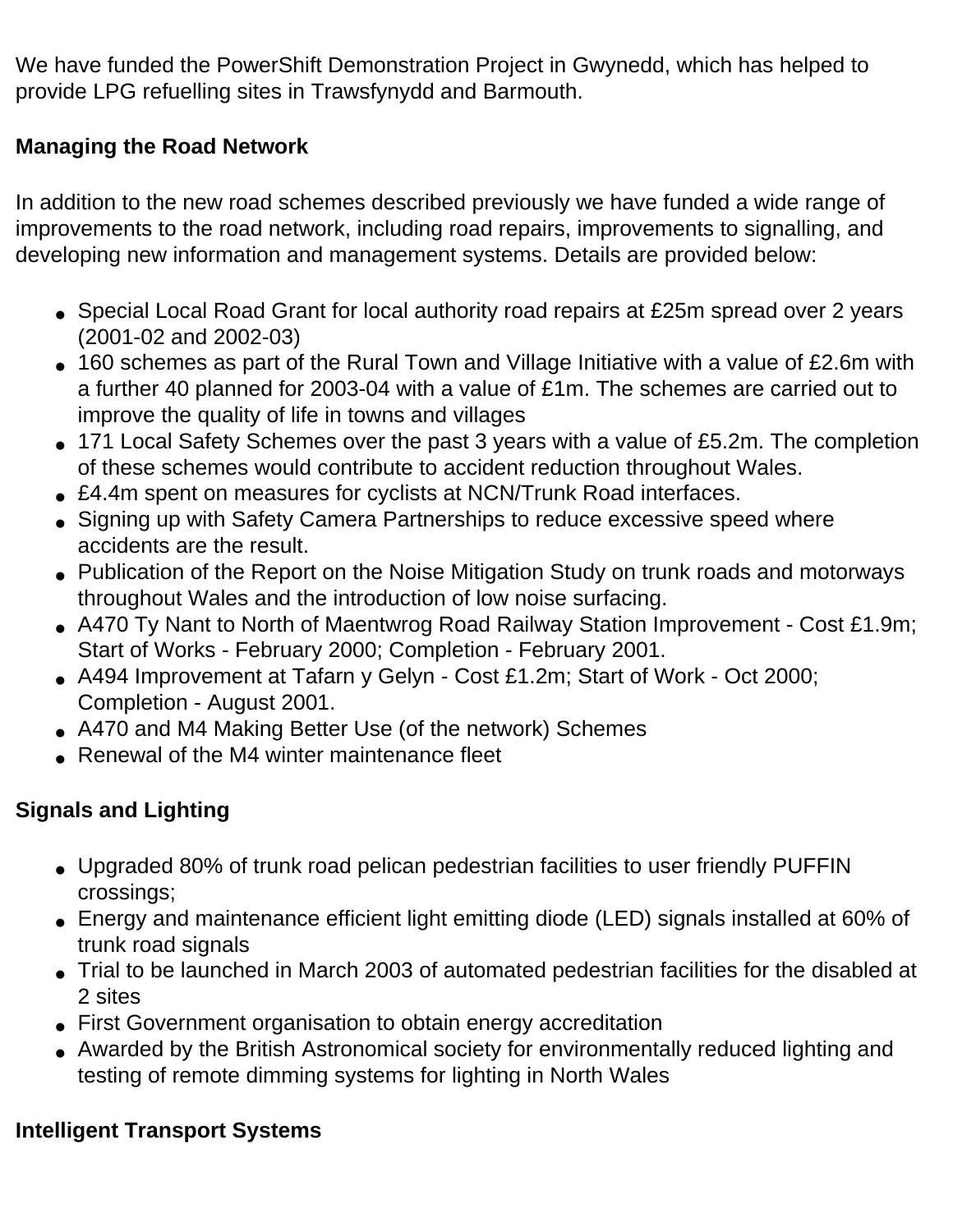We have funded the PowerShift Demonstration Project in Gwynedd, which has helped to provide LPG refuelling sites in Trawsfynydd and Barmouth.

**Managing the Road Network**

In addition to the new road schemes described previously we have funded a wide range of improvements to the road network, including road repairs, improvements to signalling, and developing new information and management systems. Details are provided below:

- Special Local Road Grant for local authority road repairs at £25m spread over 2 years (2001-02 and 2002-03)
- 160 schemes as part of the Rural Town and Village Initiative with a value of £2.6m with a further 40 planned for 2003-04 with a value of £1m. The schemes are carried out to improve the quality of life in towns and villages
- 171 Local Safety Schemes over the past 3 years with a value of £5.2m. The completion of these schemes would contribute to accident reduction throughout Wales.
- £4.4m spent on measures for cyclists at NCN/Trunk Road interfaces.
- Signing up with Safety Camera Partnerships to reduce excessive speed where accidents are the result.
- Publication of the Report on the Noise Mitigation Study on trunk roads and motorways throughout Wales and the introduction of low noise surfacing.
- A470 Ty Nant to North of Maentwrog Road Railway Station Improvement - Cost £1.9m; Start of Works - February 2000; Completion - February 2001.
- A494 Improvement at Tafarn y Gelyn - Cost £1.2m; Start of Work - Oct 2000; Completion - August 2001.
- A470 and M4 Making Better Use (of the network) Schemes
- Renewal of the M4 winter maintenance fleet

**Signals and Lighting**

- Upgraded 80% of trunk road pelican pedestrian facilities to user friendly PUFFIN crossings;
- Energy and maintenance efficient light emitting diode (LED) signals installed at 60% of trunk road signals
- Trial to be launched in March 2003 of automated pedestrian facilities for the disabled at 2 sites
- First Government organisation to obtain energy accreditation
- Awarded by the British Astronomical society for environmentally reduced lighting and testing of remote dimming systems for lighting in North Wales

**Intelligent Transport Systems**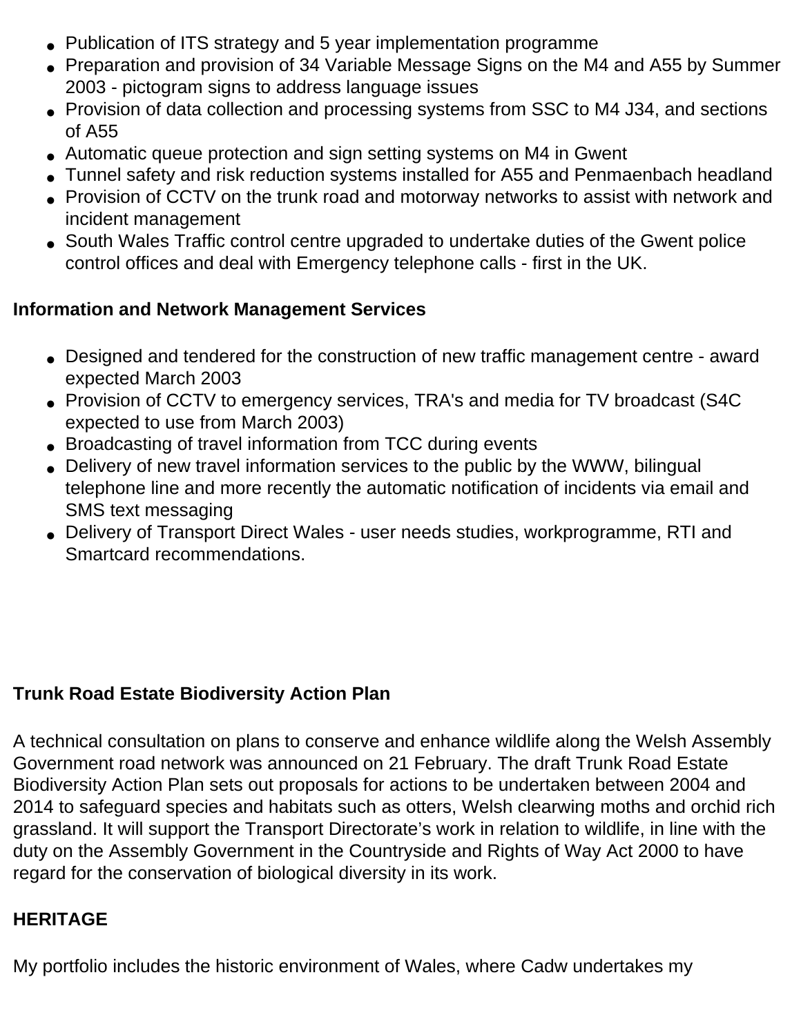- Publication of ITS strategy and 5 year implementation programme
- Preparation and provision of 34 Variable Message Signs on the M4 and A55 by Summer 2003 - pictogram signs to address language issues
- Provision of data collection and processing systems from SSC to M4 J34, and sections of A55
- Automatic queue protection and sign setting systems on M4 in Gwent
- Tunnel safety and risk reduction systems installed for A55 and Penmaenbach headland
- Provision of CCTV on the trunk road and motorway networks to assist with network and incident management
- South Wales Traffic control centre upgraded to undertake duties of the Gwent police control offices and deal with Emergency telephone calls - first in the UK.

**Information and Network Management Services**

- Designed and tendered for the construction of new traffic management centre - award expected March 2003
- Provision of CCTV to emergency services, TRA's and media for TV broadcast (S4C expected to use from March 2003)
- Broadcasting of travel information from TCC during events
- Delivery of new travel information services to the public by the WWW, bilingual telephone line and more recently the automatic notification of incidents via email and SMS text messaging
- Delivery of Transport Direct Wales - user needs studies, workprogramme, RTI and Smartcard recommendations.

**Trunk Road Estate Biodiversity Action Plan**

A technical consultation on plans to conserve and enhance wildlife along the Welsh Assembly Government road network was announced on 21 February. The draft Trunk Road Estate Biodiversity Action Plan sets out proposals for actions to be undertaken between 2004 and 2014 to safeguard species and habitats such as otters, Welsh clearwing moths and orchid rich grassland. It will support the Transport Directorate's work in relation to wildlife, in line with the duty on the Assembly Government in the Countryside and Rights of Way Act 2000 to have regard for the conservation of biological diversity in its work.

**HERITAGE**

My portfolio includes the historic environment of Wales, where Cadw undertakes my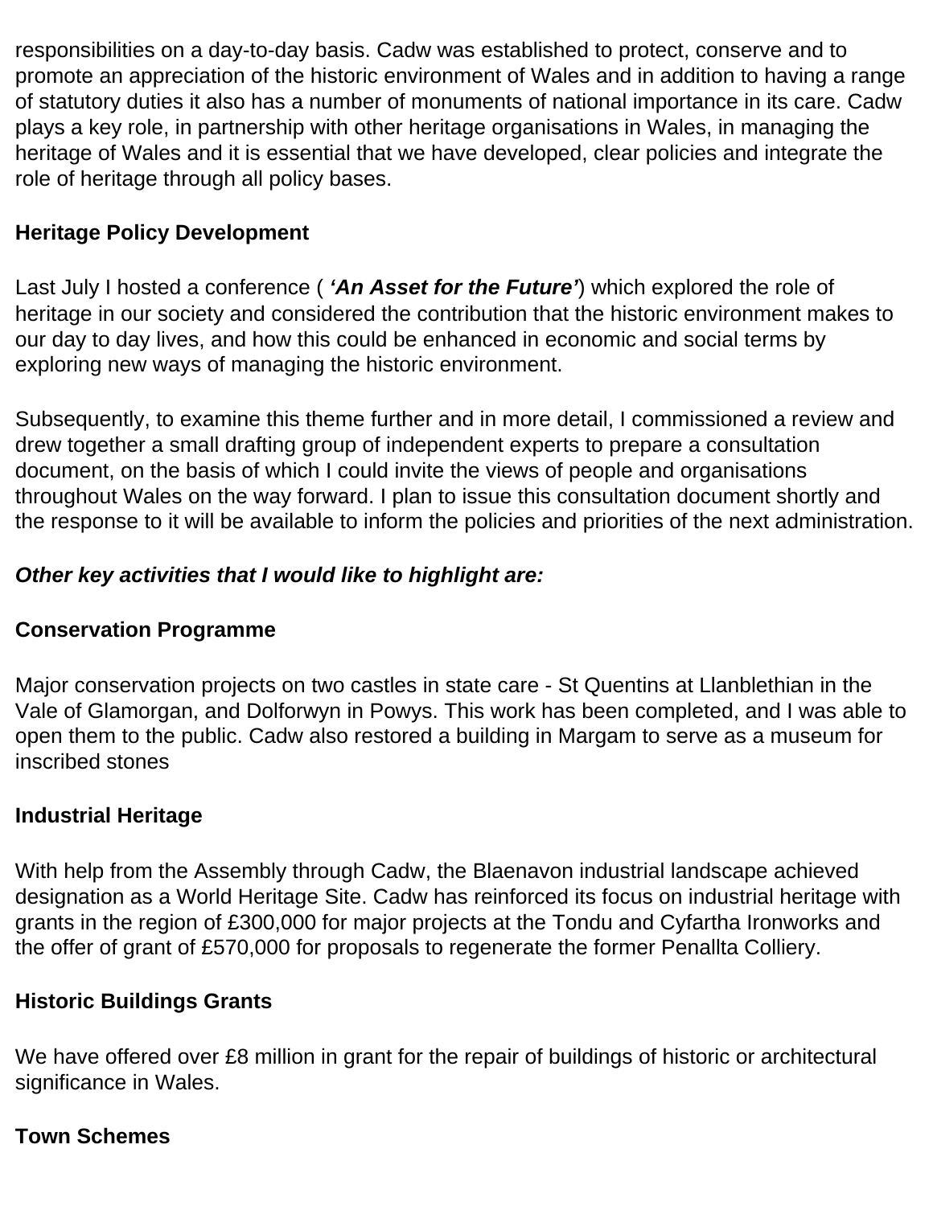responsibilities on a day-to-day basis. Cadw was established to protect, conserve and to promote an appreciation of the historic environment of Wales and in addition to having a range of statutory duties it also has a number of monuments of national importance in its care. Cadw plays a key role, in partnership with other heritage organisations in Wales, in managing the heritage of Wales and it is essential that we have developed, clear policies and integrate the role of heritage through all policy bases.

**Heritage Policy Development**

Last July I hosted a conference ( ***'An Asset for the Future'***) which explored the role of heritage in our society and considered the contribution that the historic environment makes to our day to day lives, and how this could be enhanced in economic and social terms by exploring new ways of managing the historic environment.

Subsequently, to examine this theme further and in more detail, I commissioned a review and drew together a small drafting group of independent experts to prepare a consultation document, on the basis of which I could invite the views of people and organisations throughout Wales on the way forward. I plan to issue this consultation document shortly and the response to it will be available to inform the policies and priorities of the next administration.

***Other key activities that I would like to highlight are:***

**Conservation Programme**

Major conservation projects on two castles in state care - St Quentins at Llanblethian in the Vale of Glamorgan, and Dolforwyn in Powys. This work has been completed, and I was able to open them to the public. Cadw also restored a building in Margam to serve as a museum for inscribed stones

**Industrial Heritage**

With help from the Assembly through Cadw, the Blaenavon industrial landscape achieved designation as a World Heritage Site. Cadw has reinforced its focus on industrial heritage with grants in the region of £300,000 for major projects at the Tondu and Cyfartha Ironworks and the offer of grant of £570,000 for proposals to regenerate the former Penallta Colliery.

**Historic Buildings Grants**

We have offered over £8 million in grant for the repair of buildings of historic or architectural significance in Wales.

**Town Schemes**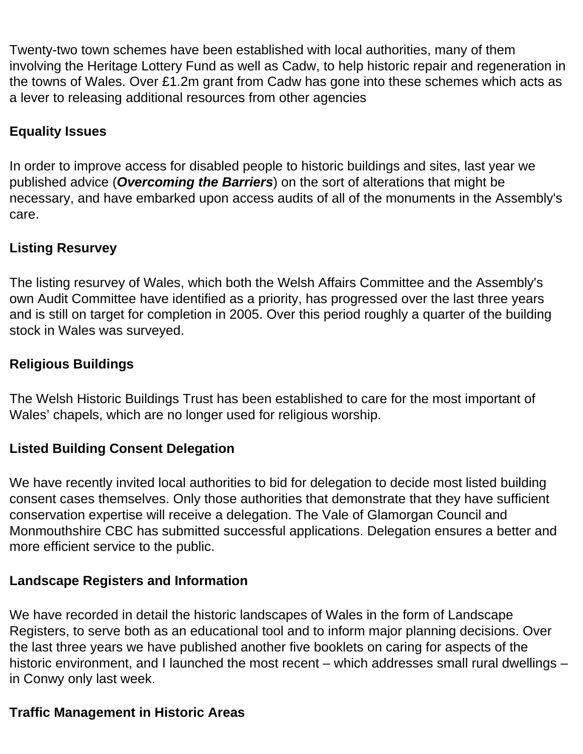Twenty-two town schemes have been established with local authorities, many of them involving the Heritage Lottery Fund as well as Cadw, to help historic repair and regeneration in the towns of Wales. Over £1.2m grant from Cadw has gone into these schemes which acts as a lever to releasing additional resources from other agencies

**Equality Issues**

In order to improve access for disabled people to historic buildings and sites, last year we published advice (***Overcoming the Barriers***) on the sort of alterations that might be necessary, and have embarked upon access audits of all of the monuments in the Assembly's care.

**Listing Resurvey**

The listing resurvey of Wales, which both the Welsh Affairs Committee and the Assembly's own Audit Committee have identified as a priority, has progressed over the last three years and is still on target for completion in 2005. Over this period roughly a quarter of the building stock in Wales was surveyed.

**Religious Buildings**

The Welsh Historic Buildings Trust has been established to care for the most important of Wales' chapels, which are no longer used for religious worship.

**Listed Building Consent Delegation**

We have recently invited local authorities to bid for delegation to decide most listed building consent cases themselves. Only those authorities that demonstrate that they have sufficient conservation expertise will receive a delegation. The Vale of Glamorgan Council and Monmouthshire CBC has submitted successful applications. Delegation ensures a better and more efficient service to the public.

**Landscape Registers and Information**

We have recorded in detail the historic landscapes of Wales in the form of Landscape Registers, to serve both as an educational tool and to inform major planning decisions. Over the last three years we have published another five booklets on caring for aspects of the historic environment, and I launched the most recent – which addresses small rural dwellings – in Conwy only last week.

**Traffic Management in Historic Areas**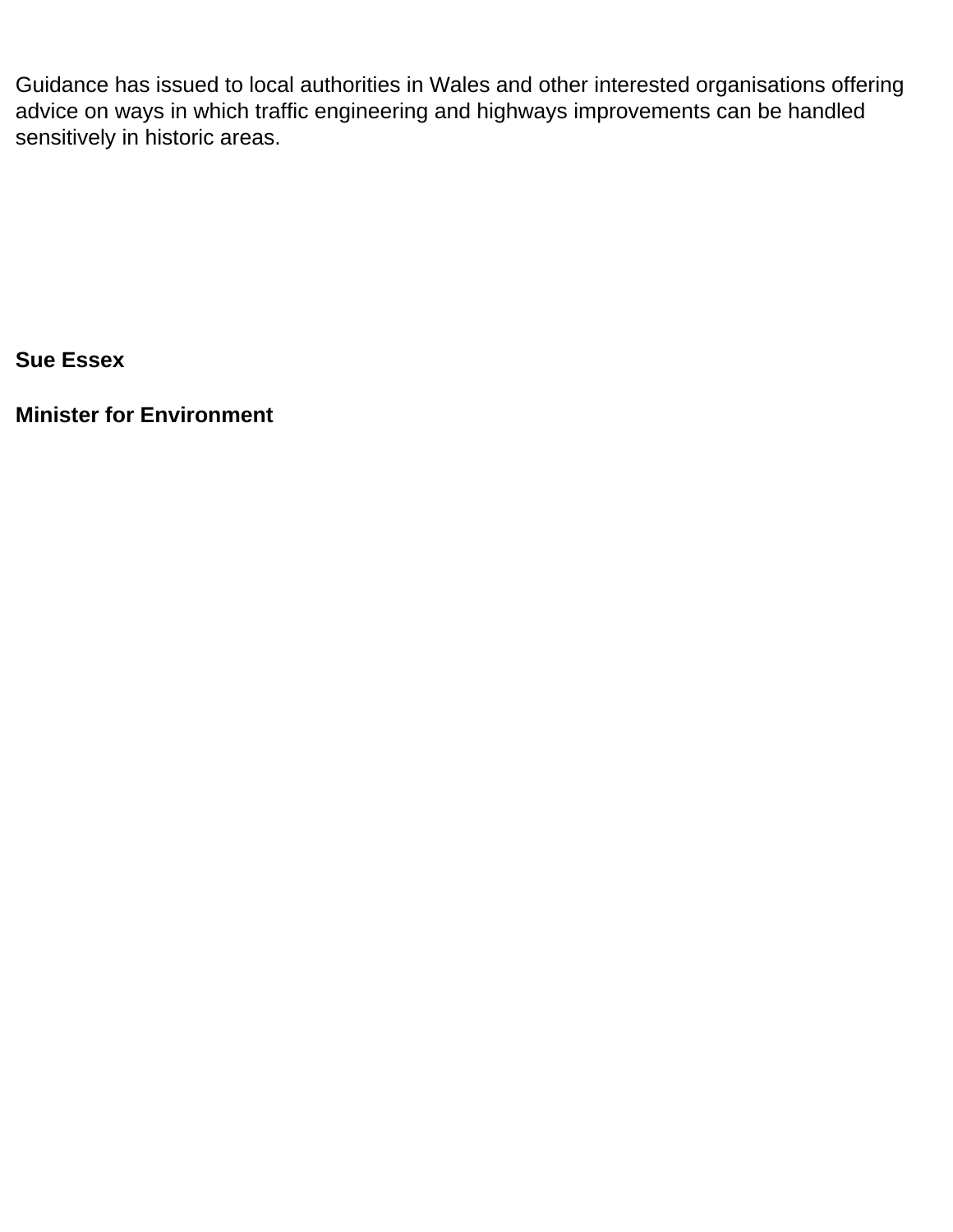Guidance has issued to local authorities in Wales and other interested organisations offering advice on ways in which traffic engineering and highways improvements can be handled sensitively in historic areas.

**Sue Essex**

**Minister for Environment**